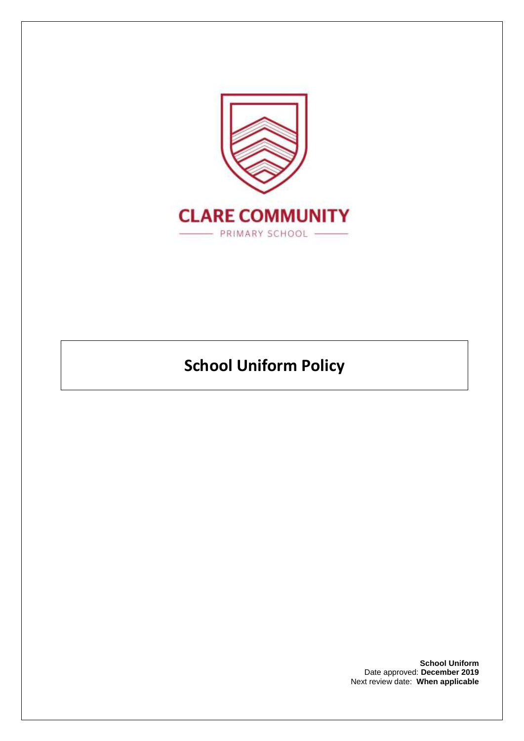**CLARE COMMUNITY**

PRIMARY SCHOOL

# School Uniform Policy

**School Uniform**
Date approved: **December 2019**
Next review date: **When applicable**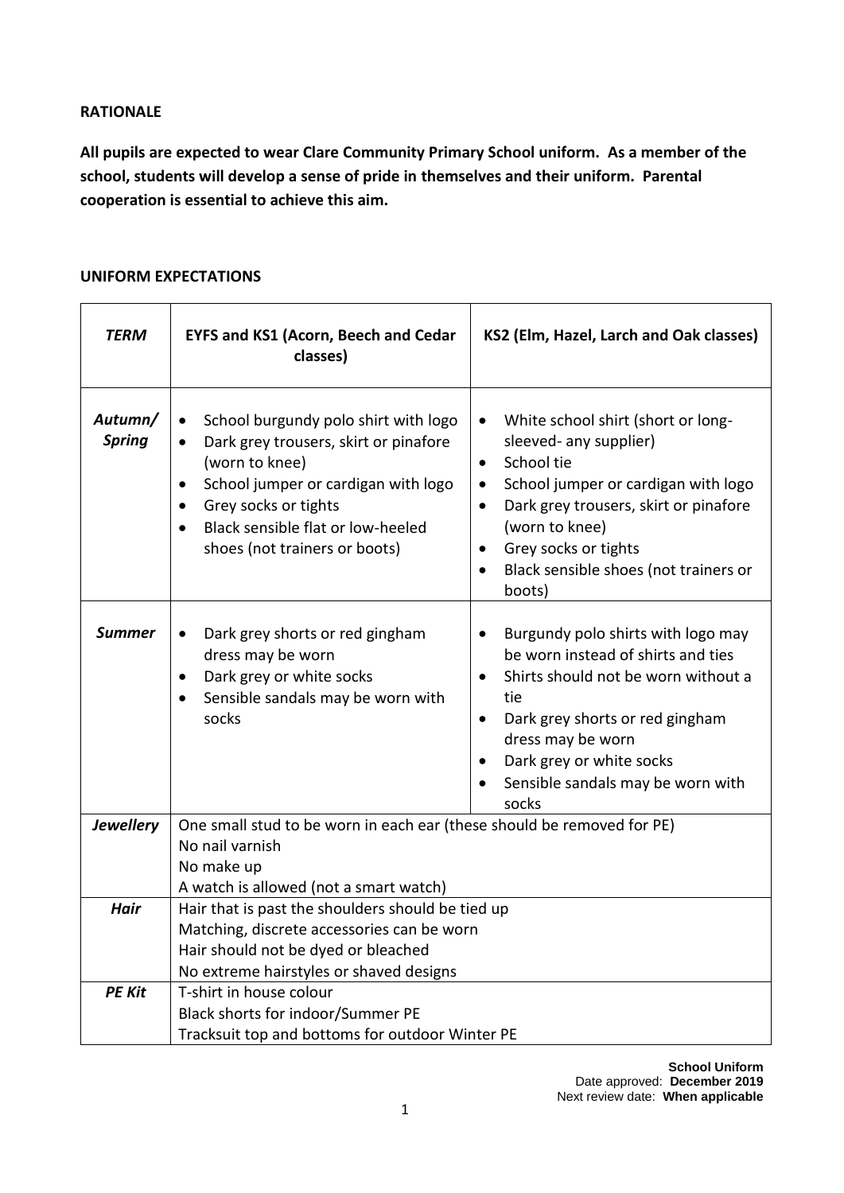**RATIONALE**

**All pupils are expected to wear Clare Community Primary School uniform. As a member of the school, students will develop a sense of pride in themselves and their uniform. Parental cooperation is essential to achieve this aim.**

**UNIFORM EXPECTATIONS**

| ***TERM*** | **EYFS and KS1 (Acorn, Beech and Cedar classes)** | **KS2 (Elm, Hazel, Larch and Oak classes)** |
|---|---|---|
| ***Autumn/ Spring*** | • School burgundy polo shirt with logo<br>• Dark grey trousers, skirt or pinafore (worn to knee)<br>• School jumper or cardigan with logo<br>• Grey socks or tights<br>• Black sensible flat or low-heeled shoes (not trainers or boots) | • White school shirt (short or long-sleeved- any supplier)<br>• School tie<br>• School jumper or cardigan with logo<br>• Dark grey trousers, skirt or pinafore (worn to knee)<br>• Grey socks or tights<br>• Black sensible shoes (not trainers or boots) |
| ***Summer*** | • Dark grey shorts or red gingham dress may be worn<br>• Dark grey or white socks<br>• Sensible sandals may be worn with socks | • Burgundy polo shirts with logo may be worn instead of shirts and ties<br>• Shirts should not be worn without a tie<br>• Dark grey shorts or red gingham dress may be worn<br>• Dark grey or white socks<br>• Sensible sandals may be worn with socks |
| ***Jewellery*** | One small stud to be worn in each ear (these should be removed for PE)<br>No nail varnish<br>No make up<br>A watch is allowed (not a smart watch) | |
| ***Hair*** | Hair that is past the shoulders should be tied up<br>Matching, discrete accessories can be worn<br>Hair should not be dyed or bleached<br>No extreme hairstyles or shaved designs | |
| ***PE Kit*** | T-shirt in house colour<br>Black shorts for indoor/Summer PE<br>Tracksuit top and bottoms for outdoor Winter PE | |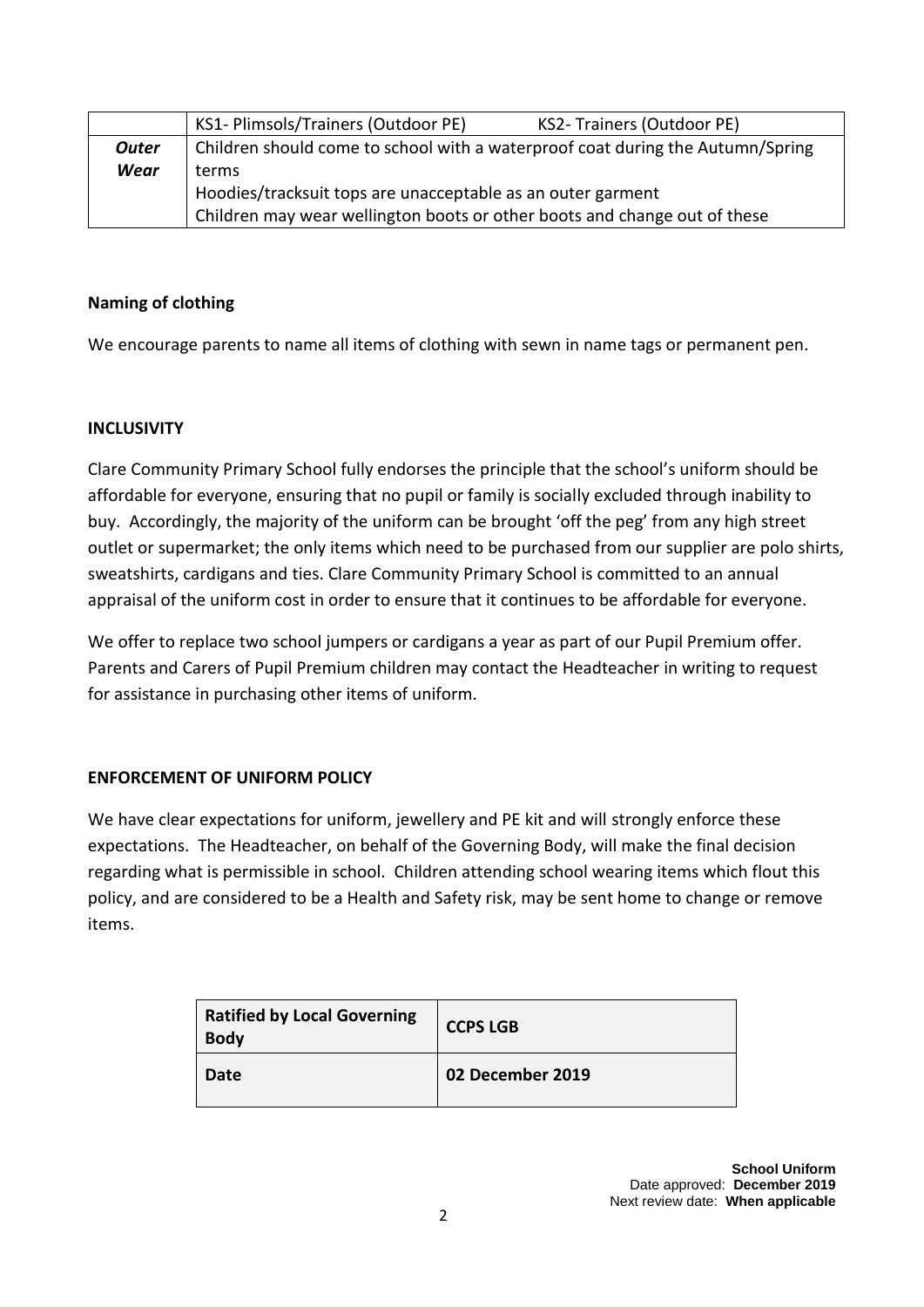| | | |
|---|---|---|
| | KS1- Plimsols/Trainers (Outdoor PE) | KS2- Trainers (Outdoor PE) |
| ***Outer Wear*** | Children should come to school with a waterproof coat during the Autumn/Spring terms<br>Hoodies/tracksuit tops are unacceptable as an outer garment<br>Children may wear wellington boots or other boots and change out of these | |

**Naming of clothing**

We encourage parents to name all items of clothing with sewn in name tags or permanent pen.

**INCLUSIVITY**

Clare Community Primary School fully endorses the principle that the school's uniform should be affordable for everyone, ensuring that no pupil or family is socially excluded through inability to buy. Accordingly, the majority of the uniform can be brought 'off the peg' from any high street outlet or supermarket; the only items which need to be purchased from our supplier are polo shirts, sweatshirts, cardigans and ties. Clare Community Primary School is committed to an annual appraisal of the uniform cost in order to ensure that it continues to be affordable for everyone.

We offer to replace two school jumpers or cardigans a year as part of our Pupil Premium offer. Parents and Carers of Pupil Premium children may contact the Headteacher in writing to request for assistance in purchasing other items of uniform.

**ENFORCEMENT OF UNIFORM POLICY**

We have clear expectations for uniform, jewellery and PE kit and will strongly enforce these expectations. The Headteacher, on behalf of the Governing Body, will make the final decision regarding what is permissible in school. Children attending school wearing items which flout this policy, and are considered to be a Health and Safety risk, may be sent home to change or remove items.

| | |
|---|---|
| **Ratified by Local Governing Body** | **CCPS LGB** |
| **Date** | **02 December 2019** |

**School Uniform**
Date approved: **December 2019**
Next review date: **When applicable**